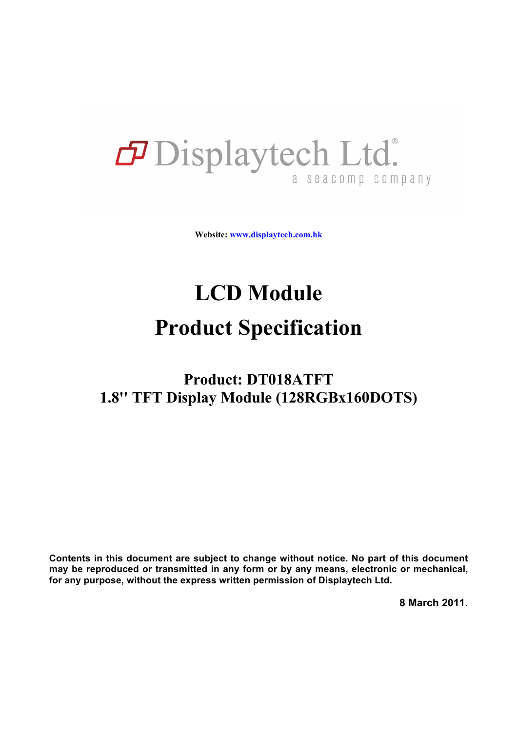Displaytech Ltd.®

a seacomp company

**Website: www.displaytech.com.hk**

# LCD Module

# Product Specification

## Product: DT018ATFT

## 1.8" TFT Display Module (128RGBx160DOTS)

**Contents in this document are subject to change without notice. No part of this document may be reproduced or transmitted in any form or by any means, electronic or mechanical, for any purpose, without the express written permission of Displaytech Ltd.**

**8 March 2011.**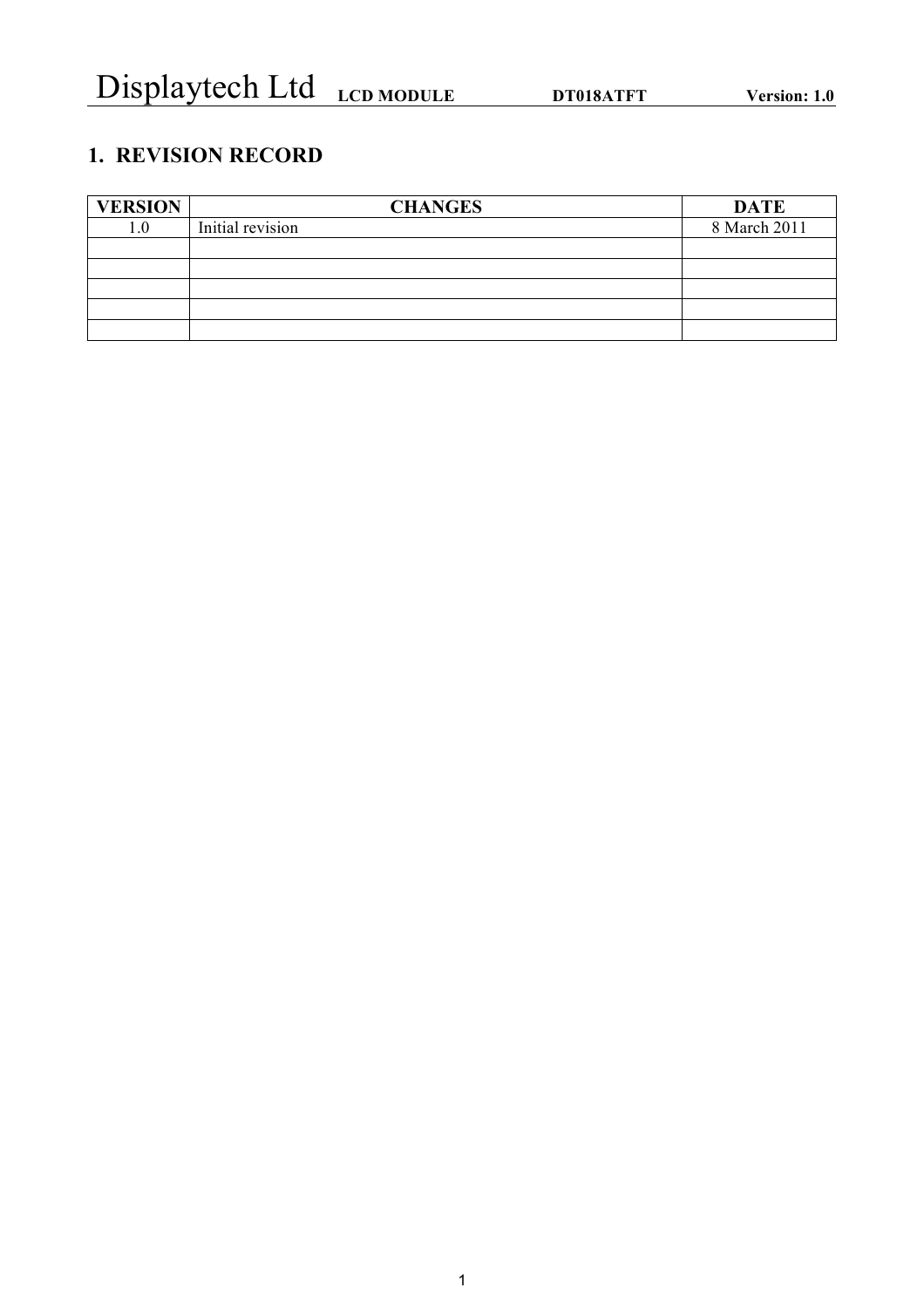## 1. REVISION RECORD

| VERSION | CHANGES | DATE |
|---|---|---|
| 1.0 | Initial revision | 8 March 2011 |
| | | |
| | | |
| | | |
| | | |
| | | |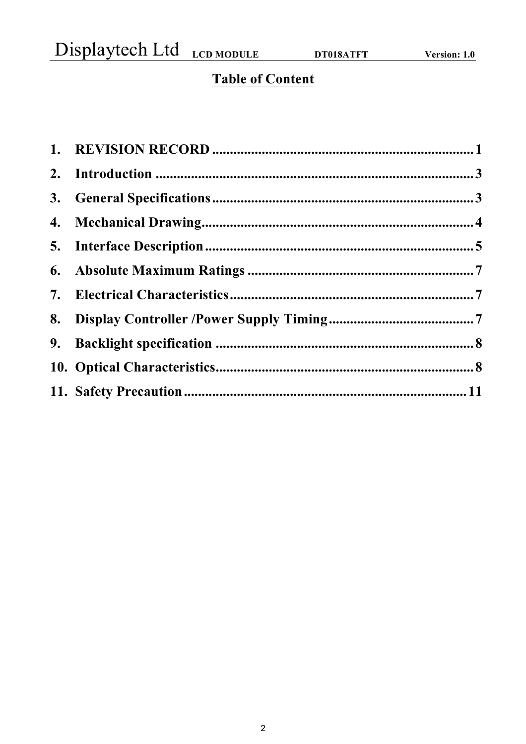# Table of Content

1. REVISION RECORD ........................................................................ 1
2. Introduction ......................................................................................... 3
3. General Specifications ........................................................................ 3
4. Mechanical Drawing ............................................................................ 4
5. Interface Description ........................................................................... 5
6. Absolute Maximum Ratings ................................................................. 7
7. Electrical Characteristics ..................................................................... 7
8. Display Controller /Power Supply Timing .......................................... 7
9. Backlight specification ........................................................................ 8
10. Optical Characteristics ........................................................................ 8
11. Safety Precaution ............................................................................... 11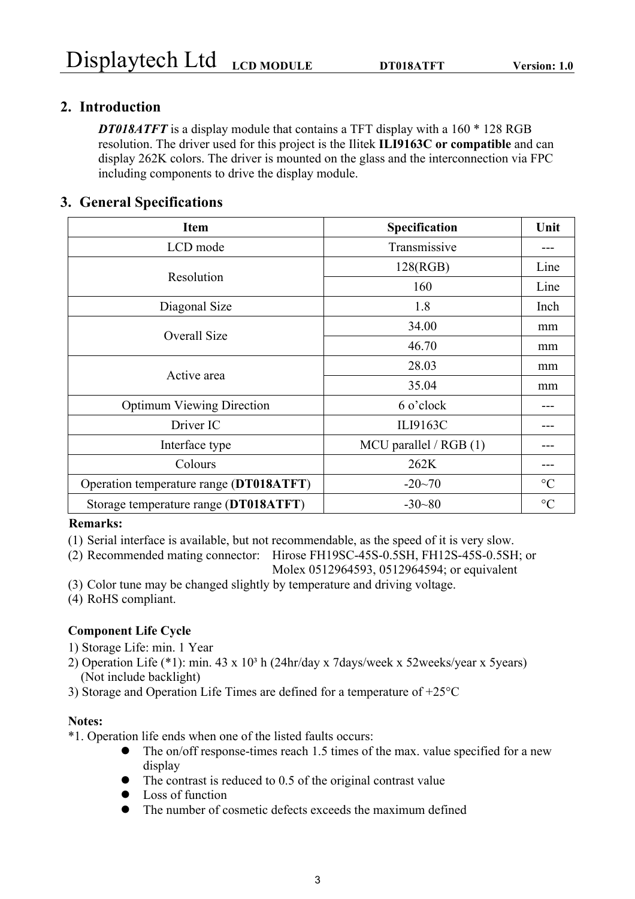## 2. Introduction

***DT018ATFT*** is a display module that contains a TFT display with a 160 * 128 RGB resolution. The driver used for this project is the Ilitek **ILI9163C or compatible** and can display 262K colors. The driver is mounted on the glass and the interconnection via FPC including components to drive the display module.

## 3. General Specifications

| Item | Specification | Unit |
|---|---|---|
| LCD mode | Transmissive | --- |
| Resolution | 128(RGB) | Line |
| | 160 | Line |
| Diagonal Size | 1.8 | Inch |
| Overall Size | 34.00 | mm |
| | 46.70 | mm |
| Active area | 28.03 | mm |
| | 35.04 | mm |
| Optimum Viewing Direction | 6 o'clock | --- |
| Driver IC | ILI9163C | --- |
| Interface type | MCU parallel / RGB (1) | --- |
| Colours | 262K | --- |
| Operation temperature range (**DT018ATFT**) | -20~70 | °C |
| Storage temperature range (**DT018ATFT**) | -30~80 | °C |

**Remarks:**

(1) Serial interface is available, but not recommendable, as the speed of it is very slow.
(2) Recommended mating connector: Hirose FH19SC-45S-0.5SH, FH12S-45S-0.5SH; or Molex 0512964593, 0512964594; or equivalent
(3) Color tune may be changed slightly by temperature and driving voltage.
(4) RoHS compliant.

**Component Life Cycle**

1) Storage Life: min. 1 Year
2) Operation Life (*1): min. 43 x $10^3$ h (24hr/day x 7days/week x 52weeks/year x 5years) (Not include backlight)
3) Storage and Operation Life Times are defined for a temperature of +25°C

**Notes:**

*1. Operation life ends when one of the listed faults occurs:

- The on/off response-times reach 1.5 times of the max. value specified for a new display
- The contrast is reduced to 0.5 of the original contrast value
- Loss of function
- The number of cosmetic defects exceeds the maximum defined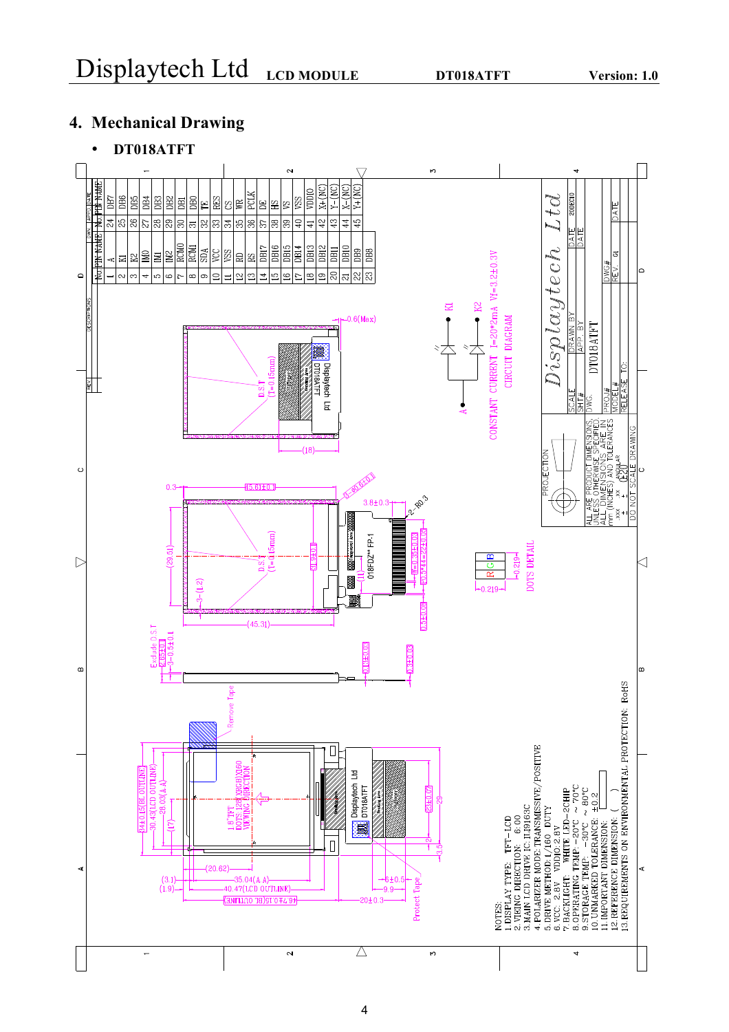## 4. Mechanical Drawing

- **DT018ATFT**

| No. | PIN NAME | No. | PIN NAME |
|---|---|---|---|
| 1 | A | 24 | DB7 |
| 2 | K1 | 25 | DB6 |
| 3 | K2 | 26 | DB5 |
| 4 | IM0 | 27 | DB4 |
| 5 | IM1 | 28 | DB3 |
| 6 | IM2 | 29 | DB2 |
| 7 | RCM0 | 30 | DB1 |
| 8 | RCM1 | 31 | DB0 |
| 9 | SDA | 32 | TE |
| 10 | VCC | 33 | RES |
| 11 | VSS | 34 | CS |
| 12 | RD | 35 | WR |
| 13 | RS | 36 | PCLK |
| 14 | DB17 | 37 | DE |
| 15 | DB16 | 38 | HS |
| 16 | DB15 | 39 | VS |
| 17 | DB14 | 40 | VSS |
| 18 | DB13 | 41 | VDDIO |
| 19 | DB12 | 42 | X+(NC) |
| 20 | DB11 | 43 | Y-(NC) |
| 21 | DB10 | 44 | X-(NC) |
| 22 | DB9 | 45 | Y+(NC) |
| 23 | DB8 | | |

CONSTANT CURRENT I=20*2mA Vf=3.2±0.3V

CIRCUIT DIAGRAM

DOTS DETAIL

NOTES:
1.DISPLAY TYPE: TFT-LCD
2.VIEWING DIRECTION: 6:00
3.MAIN LCD DRIVE IC: ILI9163C
4.POLARIZER MODE: TRANSMISSIVE/POSITIVE
5.DRIVE METHOD: 1/160 DUTY
6.VCC: 2.8V VDDIO: 2.8V
7.BACKLIGHT: WHITE LED-2CHIP
8.OPERATING TEMP: -20°C ~ 70°C
9.STORAGE TEMP: -30°C ~ 80°C
10.UNMARKED TOLERANCE: ±0.2
11.IMPORTANT DIMENSION:
12.REFERENCE DIMENSION: ( )
13.REQUIREMENTS ON ENVIRONMENTAL PROTECTION: RoHS

Displaytech Ltd — DWG: DT018ATFT — DATE: 20DEC10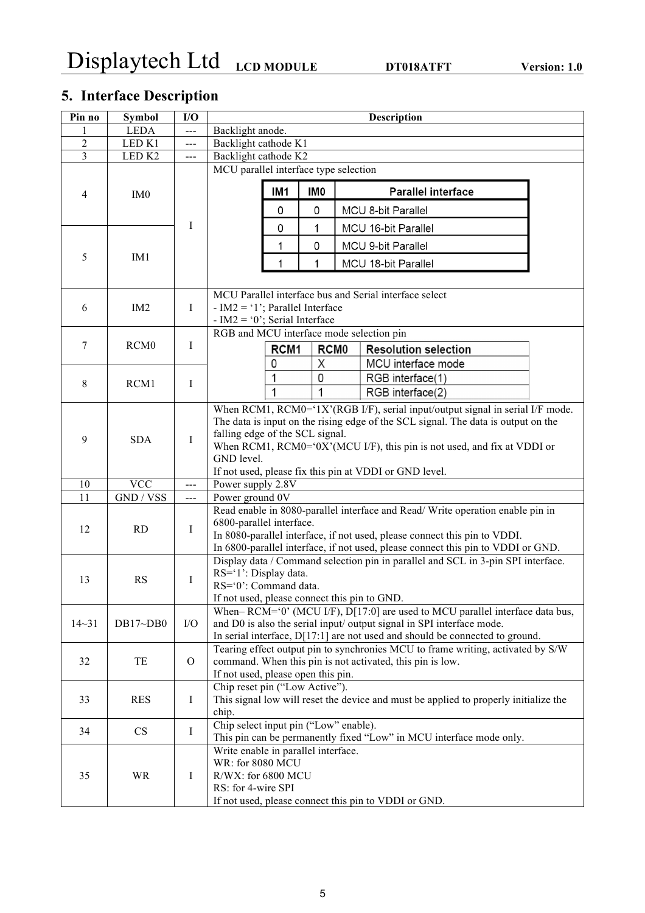## 5. Interface Description

| Pin no | Symbol | I/O | Description |
|---|---|---|---|
| 1 | LEDA | --- | Backlight anode. |
| 2 | LED K1 | --- | Backlight cathode K1 |
| 3 | LED K2 | --- | Backlight cathode K2 |
| 4 | IM0 | I | MCU parallel interface type selection<br><br>IM1 / IM0 / Parallel interface<br>0 / 0 / MCU 8-bit Parallel<br>0 / 1 / MCU 16-bit Parallel<br>1 / 0 / MCU 9-bit Parallel<br>1 / 1 / MCU 18-bit Parallel |
| 5 | IM1 | I | (see above) |
| 6 | IM2 | I | MCU Parallel interface bus and Serial interface select<br>- IM2 = '1'; Parallel Interface<br>- IM2 = '0'; Serial Interface |
| 7 | RCM0 | I | RGB and MCU interface mode selection pin<br><br>RCM1 / RCM0 / Resolution selection<br>0 / X / MCU interface mode<br>1 / 0 / RGB interface(1)<br>1 / 1 / RGB interface(2) |
| 8 | RCM1 | I | (see above) |
| 9 | SDA | I | When RCM1, RCM0='1X'(RGB I/F), serial input/output signal in serial I/F mode. The data is input on the rising edge of the SCL signal. The data is output on the falling edge of the SCL signal.<br>When RCM1, RCM0='0X'(MCU I/F), this pin is not used, and fix at VDDI or GND level.<br>If not used, please fix this pin at VDDI or GND level. |
| 10 | VCC | --- | Power supply 2.8V |
| 11 | GND / VSS | --- | Power ground 0V |
| 12 | RD | I | Read enable in 8080-parallel interface and Read/ Write operation enable pin in 6800-parallel interface.<br>In 8080-parallel interface, if not used, please connect this pin to VDDI.<br>In 6800-parallel interface, if not used, please connect this pin to VDDI or GND. |
| 13 | RS | I | Display data / Command selection pin in parallel and SCL in 3-pin SPI interface.<br>RS='1': Display data.<br>RS='0': Command data.<br>If not used, please connect this pin to GND. |
| 14~31 | DB17~DB0 | I/O | When– RCM='0' (MCU I/F), D[17:0] are used to MCU parallel interface data bus, and D0 is also the serial input/ output signal in SPI interface mode.<br>In serial interface, D[17:1] are not used and should be connected to ground. |
| 32 | TE | O | Tearing effect output pin to synchronies MCU to frame writing, activated by S/W command. When this pin is not activated, this pin is low.<br>If not used, please open this pin. |
| 33 | RES | I | Chip reset pin ("Low Active").<br>This signal low will reset the device and must be applied to properly initialize the chip. |
| 34 | CS | I | Chip select input pin ("Low" enable).<br>This pin can be permanently fixed "Low" in MCU interface mode only. |
| 35 | WR | I | Write enable in parallel interface.<br>WR: for 8080 MCU<br>R/WX: for 6800 MCU<br>RS: for 4-wire SPI<br>If not used, please connect this pin to VDDI or GND. |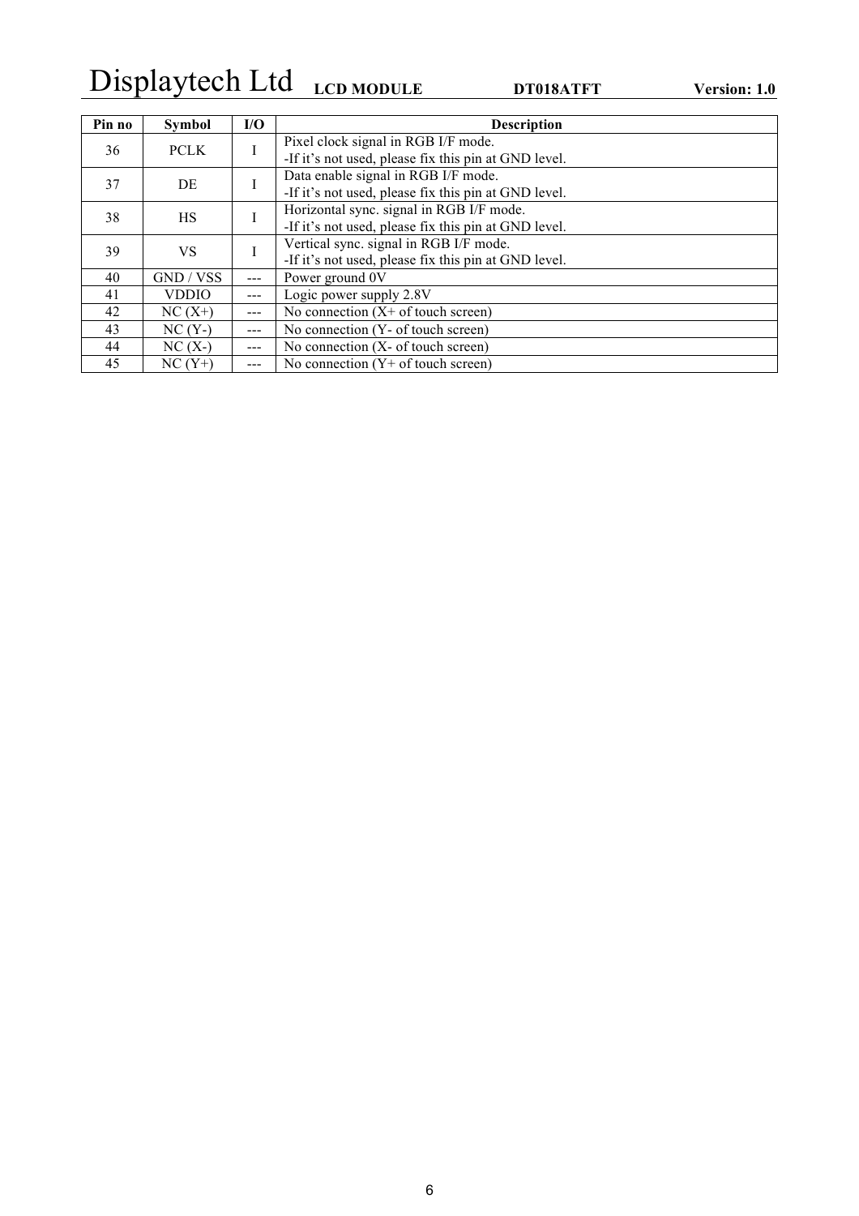| Pin no | Symbol | I/O | Description |
|---|---|---|---|
| 36 | PCLK | I | Pixel clock signal in RGB I/F mode.<br>-If it's not used, please fix this pin at GND level. |
| 37 | DE | I | Data enable signal in RGB I/F mode.<br>-If it's not used, please fix this pin at GND level. |
| 38 | HS | I | Horizontal sync. signal in RGB I/F mode.<br>-If it's not used, please fix this pin at GND level. |
| 39 | VS | I | Vertical sync. signal in RGB I/F mode.<br>-If it's not used, please fix this pin at GND level. |
| 40 | GND / VSS | --- | Power ground 0V |
| 41 | VDDIO | --- | Logic power supply 2.8V |
| 42 | NC (X+) | --- | No connection (X+ of touch screen) |
| 43 | NC (Y-) | --- | No connection (Y- of touch screen) |
| 44 | NC (X-) | --- | No connection (X- of touch screen) |
| 45 | NC (Y+) | --- | No connection (Y+ of touch screen) |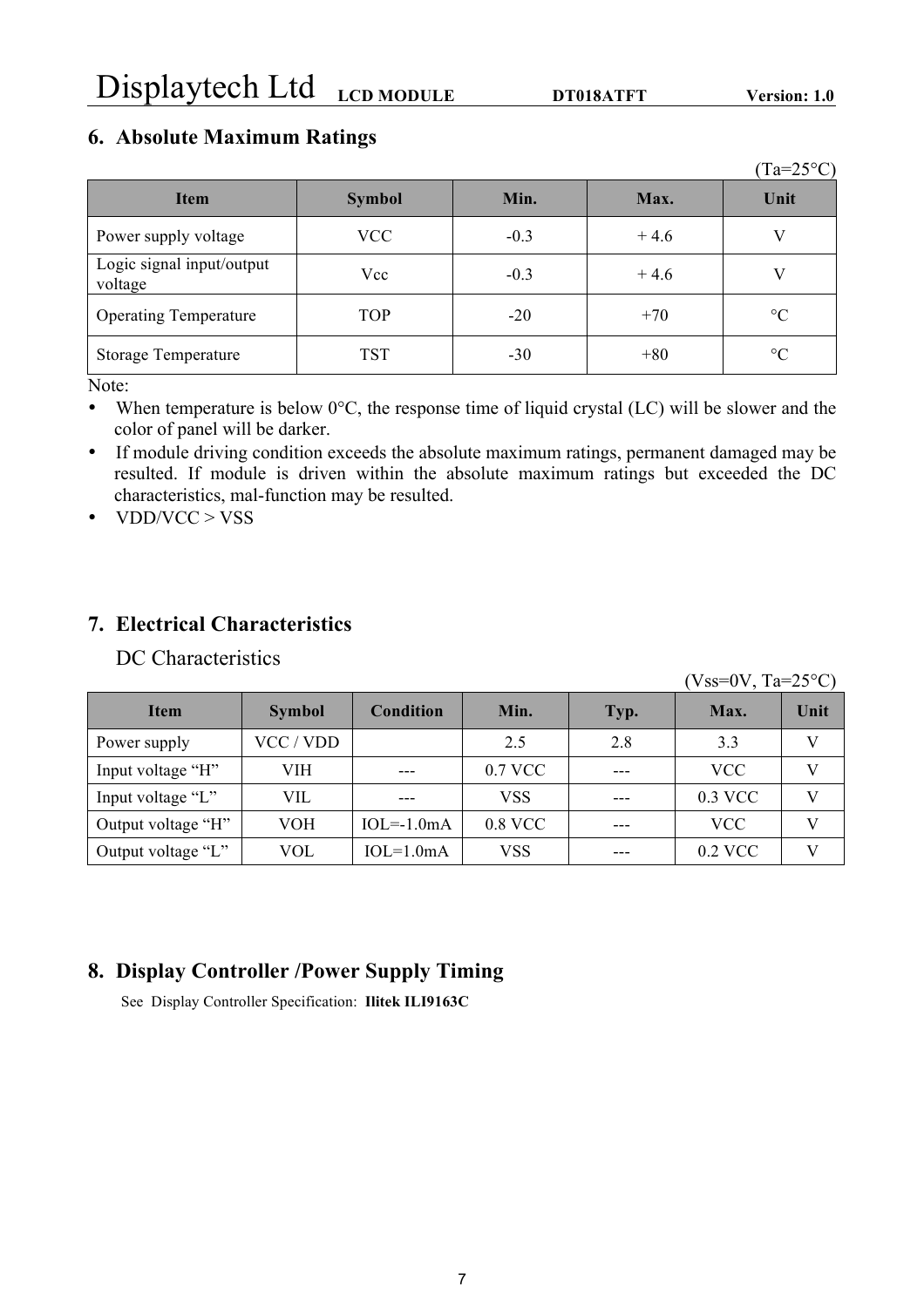## 6. Absolute Maximum Ratings

(Ta=25°C)

| Item | Symbol | Min. | Max. | Unit |
|---|---|---|---|---|
| Power supply voltage | VCC | -0.3 | + 4.6 | V |
| Logic signal input/output voltage | Vcc | -0.3 | + 4.6 | V |
| Operating Temperature | TOP | -20 | +70 | °C |
| Storage Temperature | TST | -30 | +80 | °C |

Note:

- When temperature is below 0°C, the response time of liquid crystal (LC) will be slower and the color of panel will be darker.
- If module driving condition exceeds the absolute maximum ratings, permanent damaged may be resulted. If module is driven within the absolute maximum ratings but exceeded the DC characteristics, mal-function may be resulted.
- VDD/VCC > VSS

## 7. Electrical Characteristics

DC Characteristics

(Vss=0V, Ta=25°C)

| Item | Symbol | Condition | Min. | Typ. | Max. | Unit |
|---|---|---|---|---|---|---|
| Power supply | VCC / VDD | | 2.5 | 2.8 | 3.3 | V |
| Input voltage “H” | VIH | --- | 0.7 VCC | --- | VCC | V |
| Input voltage “L” | VIL | --- | VSS | --- | 0.3 VCC | V |
| Output voltage “H” | VOH | IOL=-1.0mA | 0.8 VCC | --- | VCC | V |
| Output voltage “L” | VOL | IOL=1.0mA | VSS | --- | 0.2 VCC | V |

## 8. Display Controller /Power Supply Timing

See Display Controller Specification: **Ilitek ILI9163C**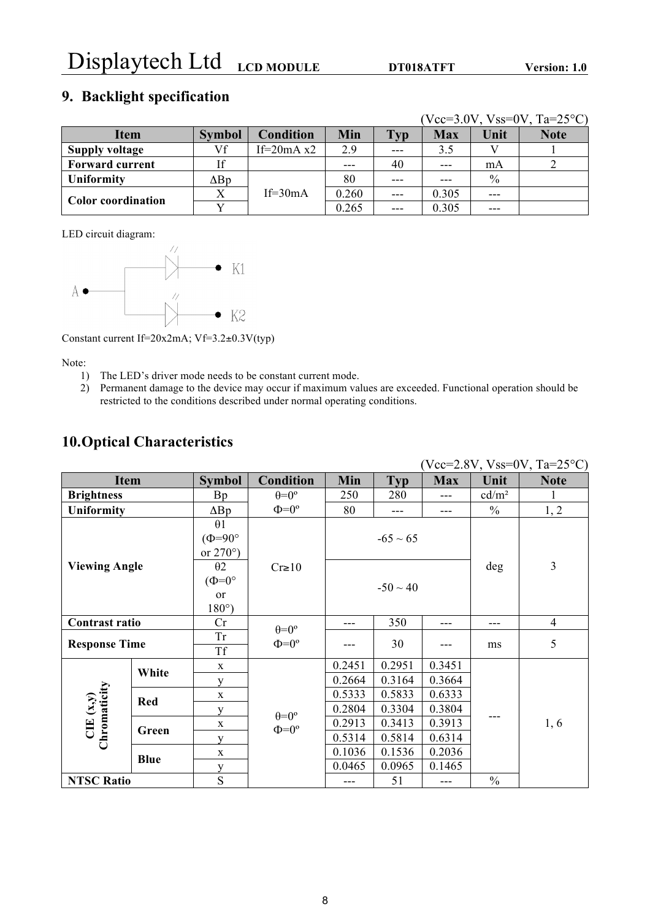## 9. Backlight specification

(Vcc=3.0V, Vss=0V, Ta=25°C)

| Item | Symbol | Condition | Min | Typ | Max | Unit | Note |
|---|---|---|---|---|---|---|---|
| **Supply voltage** | Vf | If=20mA x2 | 2.9 | --- | 3.5 | V | 1 |
| **Forward current** | If | | --- | 40 | --- | mA | 2 |
| **Uniformity** | ΔBp | If=30mA | 80 | --- | --- | % | |
| **Color coordination** | X | | 0.260 | --- | 0.305 | --- | |
| | Y | | 0.265 | --- | 0.305 | --- | |

LED circuit diagram:

A ● — LED — ● K1
A ● — LED — ● K2

Constant current If=20x2mA; Vf=3.2±0.3V(typ)

Note:

1) The LED's driver mode needs to be constant current mode.
2) Permanent damage to the device may occur if maximum values are exceeded. Functional operation should be restricted to the conditions described under normal operating conditions.

## 10. Optical Characteristics

(Vcc=2.8V, Vss=0V, Ta=25°C)

| Item | | Symbol | Condition | Min | Typ | Max | Unit | Note |
|---|---|---|---|---|---|---|---|---|
| **Brightness** | | Bp | θ=0º Φ=0º | 250 | 280 | --- | cd/m² | 1 |
| **Uniformity** | | ΔBp | | 80 | --- | --- | % | 1, 2 |
| **Viewing Angle** | | θ1 (Φ=90° or 270°) | Cr≥10 | -65 ~ 65 | | | deg | 3 |
| | | θ2 (Φ=0° or 180°) | | -50 ~ 40 | | | | |
| **Contrast ratio** | | Cr | θ=0º Φ=0º | --- | 350 | --- | --- | 4 |
| **Response Time** | | Tr | | --- | 30 | --- | ms | 5 |
| | | Tf | | | | | | |
| **CIE (x,y) Chromaticity** | **White** | x | θ=0º Φ=0º | 0.2451 | 0.2951 | 0.3451 | --- | 1, 6 |
| | | y | | 0.2664 | 0.3164 | 0.3664 | | |
| | **Red** | x | | 0.5333 | 0.5833 | 0.6333 | | |
| | | y | | 0.2804 | 0.3304 | 0.3804 | | |
| | **Green** | x | | 0.2913 | 0.3413 | 0.3913 | | |
| | | y | | 0.5314 | 0.5814 | 0.6314 | | |
| | **Blue** | x | | 0.1036 | 0.1536 | 0.2036 | | |
| | | y | | 0.0465 | 0.0965 | 0.1465 | | |
| **NTSC Ratio** | | S | | --- | 51 | --- | % | |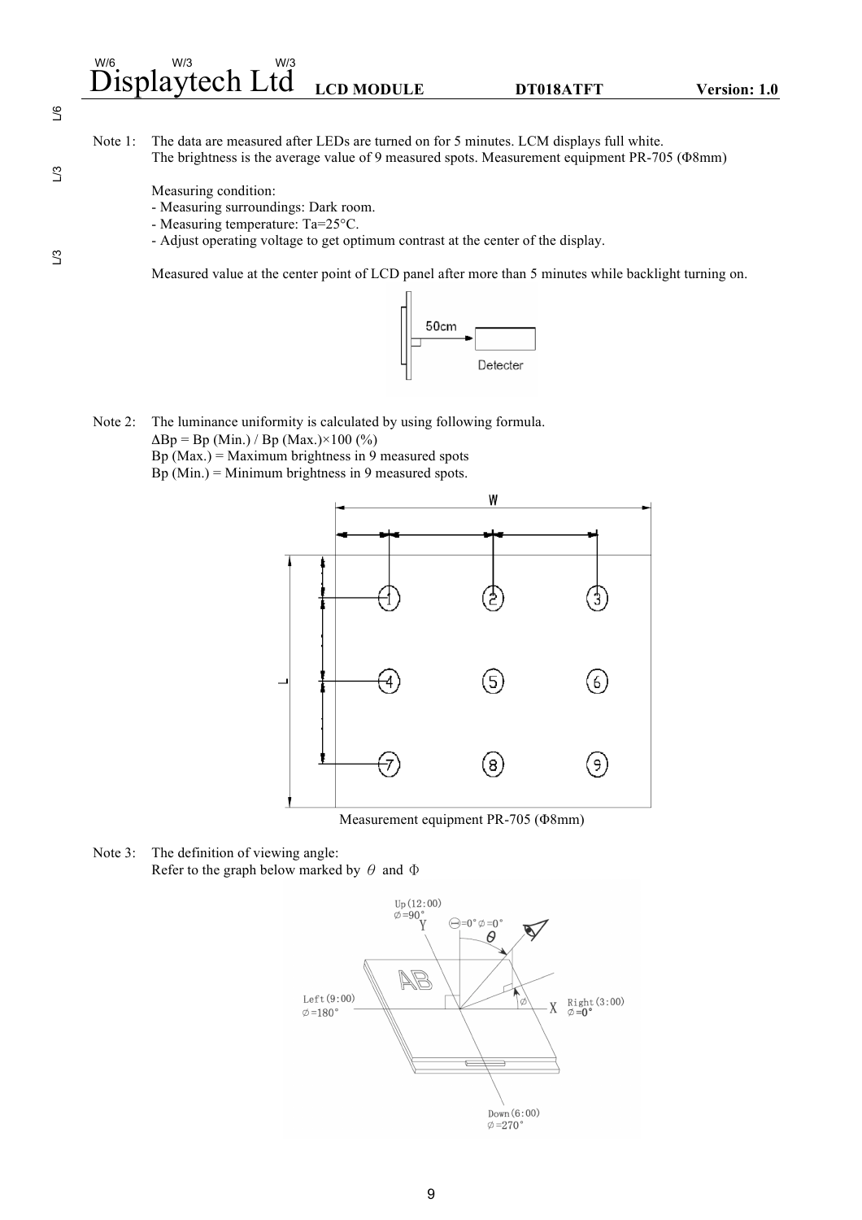Note 1: The data are measured after LEDs are turned on for 5 minutes. LCM displays full white. The brightness is the average value of 9 measured spots. Measurement equipment PR-705 (Φ8mm)

Measuring condition:
- Measuring surroundings: Dark room.
- Measuring temperature: Ta=25°C.
- Adjust operating voltage to get optimum contrast at the center of the display.

Measured value at the center point of LCD panel after more than 5 minutes while backlight turning on.

Note 2: The luminance uniformity is calculated by using following formula.

$\Delta Bp = Bp\ (Min.) / Bp\ (Max.) \times 100\ (\%)$

Bp (Max.) = Maximum brightness in 9 measured spots

Bp (Min.) = Minimum brightness in 9 measured spots.

Measurement equipment PR-705 (Φ8mm)

Note 3: The definition of viewing angle:

Refer to the graph below marked by $\theta$ and $\Phi$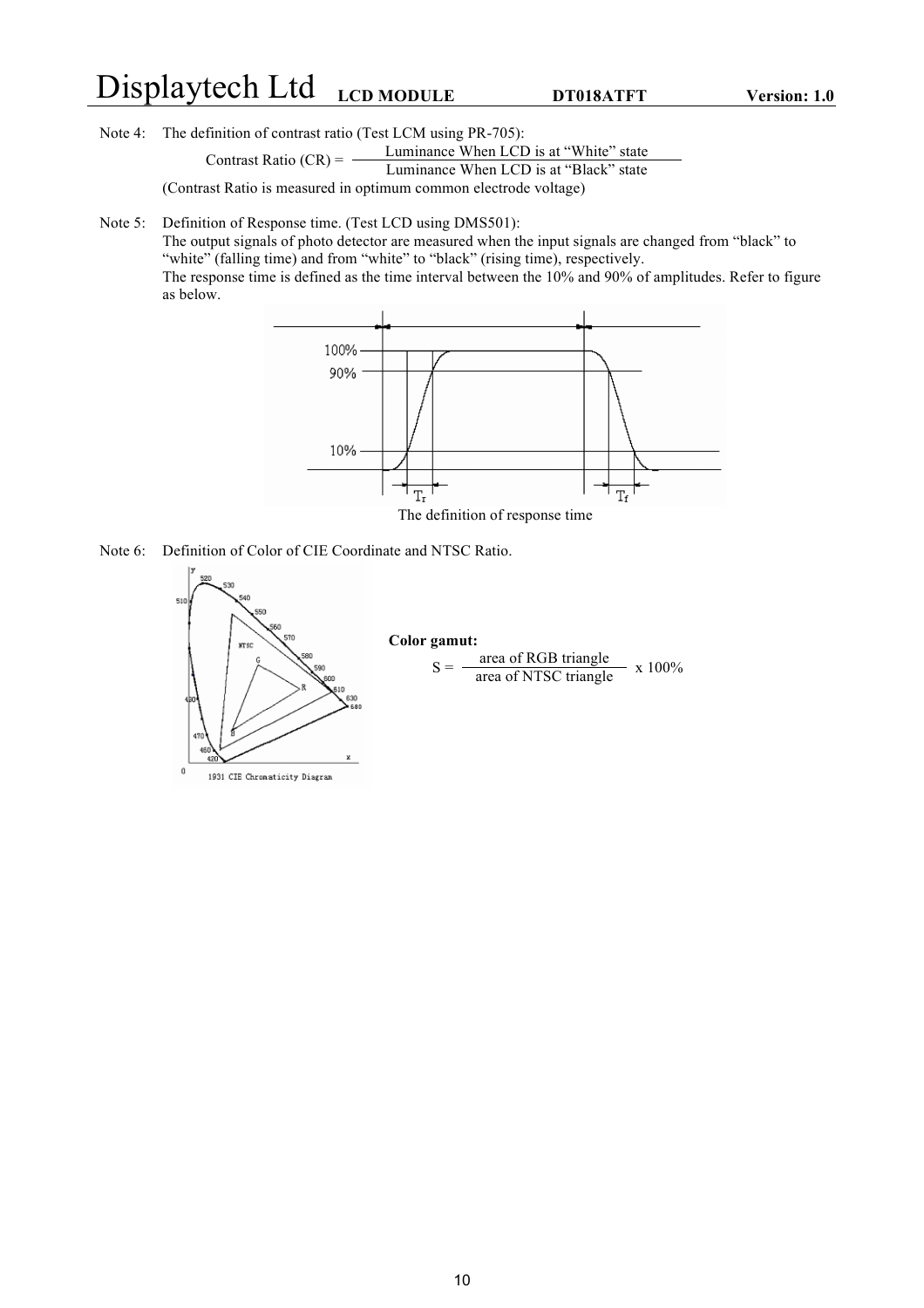Note 4: The definition of contrast ratio (Test LCM using PR-705):

$$\text{Contrast Ratio (CR)} = \frac{\text{Luminance When LCD is at "White" state}}{\text{Luminance When LCD is at "Black" state}}$$

(Contrast Ratio is measured in optimum common electrode voltage)

Note 5: Definition of Response time. (Test LCD using DMS501):
The output signals of photo detector are measured when the input signals are changed from "black" to "white" (falling time) and from "white" to "black" (rising time), respectively.
The response time is defined as the time interval between the 10% and 90% of amplitudes. Refer to figure as below.

The definition of response time

Note 6: Definition of Color of CIE Coordinate and NTSC Ratio.

**Color gamut:**

$$S = \frac{\text{area of RGB triangle}}{\text{area of NTSC triangle}} \times 100\%$$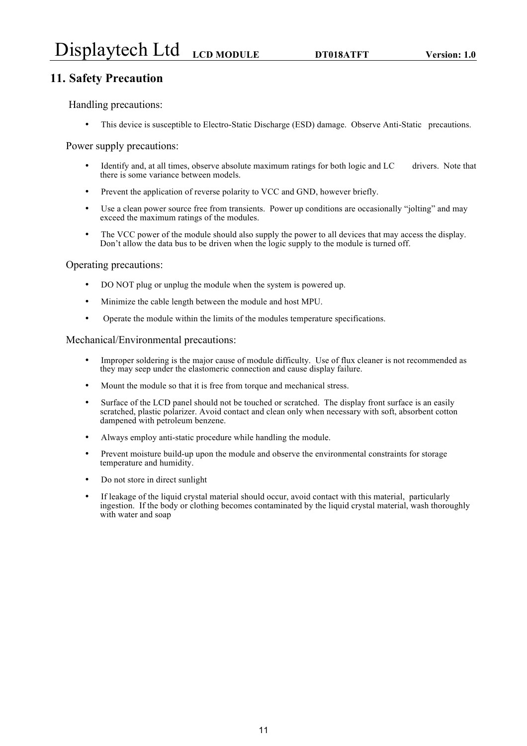## 11. Safety Precaution

Handling precautions:

- This device is susceptible to Electro-Static Discharge (ESD) damage. Observe Anti-Static precautions.

Power supply precautions:

- Identify and, at all times, observe absolute maximum ratings for both logic and LC drivers. Note that there is some variance between models.
- Prevent the application of reverse polarity to VCC and GND, however briefly.
- Use a clean power source free from transients. Power up conditions are occasionally "jolting" and may exceed the maximum ratings of the modules.
- The VCC power of the module should also supply the power to all devices that may access the display. Don't allow the data bus to be driven when the logic supply to the module is turned off.

Operating precautions:

- DO NOT plug or unplug the module when the system is powered up.
- Minimize the cable length between the module and host MPU.
- Operate the module within the limits of the modules temperature specifications.

Mechanical/Environmental precautions:

- Improper soldering is the major cause of module difficulty. Use of flux cleaner is not recommended as they may seep under the elastomeric connection and cause display failure.
- Mount the module so that it is free from torque and mechanical stress.
- Surface of the LCD panel should not be touched or scratched. The display front surface is an easily scratched, plastic polarizer. Avoid contact and clean only when necessary with soft, absorbent cotton dampened with petroleum benzene.
- Always employ anti-static procedure while handling the module.
- Prevent moisture build-up upon the module and observe the environmental constraints for storage temperature and humidity.
- Do not store in direct sunlight
- If leakage of the liquid crystal material should occur, avoid contact with this material, particularly ingestion. If the body or clothing becomes contaminated by the liquid crystal material, wash thoroughly with water and soap